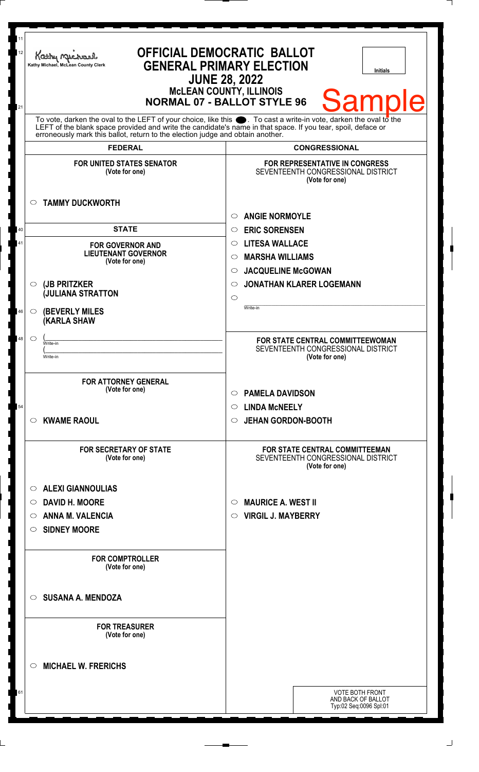Kathy Michael, McLean County Clerk

# OFFICIAL DEMOCRATIC BALLOT
## GENERAL PRIMARY ELECTION
## JUNE 28, 2022
### McLEAN COUNTY, ILLINOIS
### NORMAL 07 - BALLOT STYLE 96

Initials

Sample

To vote, darken the oval to the LEFT of your choice, like this ⬤. To cast a write-in vote, darken the oval to the LEFT of the blank space provided and write the candidate's name in that space. If you tear, spoil, deface or erroneously mark this ballot, return to the election judge and obtain another.

## FEDERAL

**FOR UNITED STATES SENATOR**
(Vote for one)

- ○ **TAMMY DUCKWORTH**

## STATE

**FOR GOVERNOR AND LIEUTENANT GOVERNOR**
(Vote for one)

- ○ **(JB PRITZKER (JULIANA STRATTON**
- ○ **(BEVERLY MILES (KARLA SHAW**
- ○ ( ____________ Write-in ( ____________ Write-in

**FOR ATTORNEY GENERAL**
(Vote for one)

- ○ **KWAME RAOUL**

**FOR SECRETARY OF STATE**
(Vote for one)

- ○ **ALEXI GIANNOULIAS**
- ○ **DAVID H. MOORE**
- ○ **ANNA M. VALENCIA**
- ○ **SIDNEY MOORE**

**FOR COMPTROLLER**
(Vote for one)

- ○ **SUSANA A. MENDOZA**

**FOR TREASURER**
(Vote for one)

- ○ **MICHAEL W. FRERICHS**

## CONGRESSIONAL

**FOR REPRESENTATIVE IN CONGRESS**
SEVENTEENTH CONGRESSIONAL DISTRICT
(Vote for one)

- ○ **ANGIE NORMOYLE**
- ○ **ERIC SORENSEN**
- ○ **LITESA WALLACE**
- ○ **MARSHA WILLIAMS**
- ○ **JACQUELINE McGOWAN**
- ○ **JONATHAN KLARER LOGEMANN**
- ○ ____________ Write-in

**FOR STATE CENTRAL COMMITTEEWOMAN**
SEVENTEENTH CONGRESSIONAL DISTRICT
(Vote for one)

- ○ **PAMELA DAVIDSON**
- ○ **LINDA McNEELY**
- ○ **JEHAN GORDON-BOOTH**

**FOR STATE CENTRAL COMMITTEEMAN**
SEVENTEENTH CONGRESSIONAL DISTRICT
(Vote for one)

- ○ **MAURICE A. WEST II**
- ○ **VIRGIL J. MAYBERRY**

VOTE BOTH FRONT AND BACK OF BALLOT
Typ:02 Seq:0096 Spl:01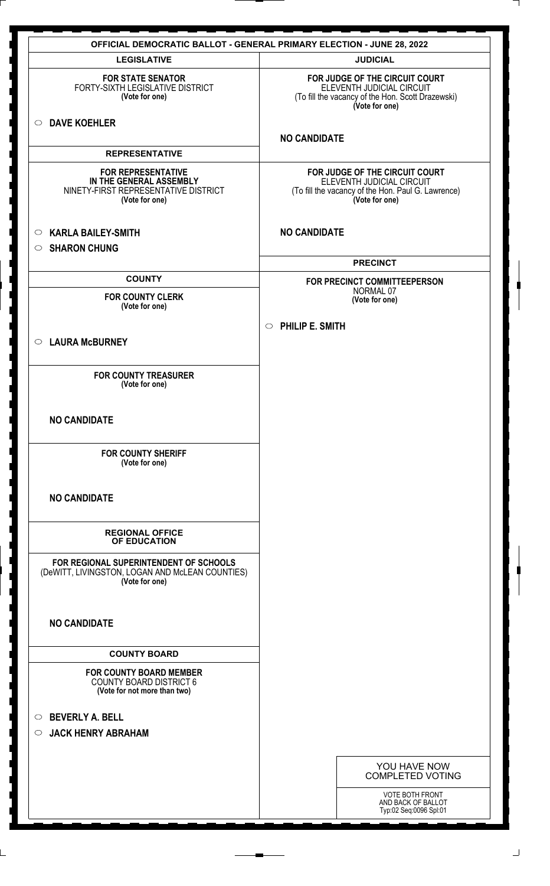# OFFICIAL DEMOCRATIC BALLOT - GENERAL PRIMARY ELECTION - JUNE 28, 2022

## LEGISLATIVE

**FOR STATE SENATOR**
FORTY-SIXTH LEGISLATIVE DISTRICT
**(Vote for one)**

- ○ **DAVE KOEHLER**

## REPRESENTATIVE

**FOR REPRESENTATIVE IN THE GENERAL ASSEMBLY**
NINETY-FIRST REPRESENTATIVE DISTRICT
**(Vote for one)**

- ○ **KARLA BAILEY-SMITH**
- ○ **SHARON CHUNG**

## COUNTY

**FOR COUNTY CLERK**
**(Vote for one)**

- ○ **LAURA McBURNEY**

**FOR COUNTY TREASURER**
**(Vote for one)**

**NO CANDIDATE**

**FOR COUNTY SHERIFF**
**(Vote for one)**

**NO CANDIDATE**

## REGIONAL OFFICE OF EDUCATION

**FOR REGIONAL SUPERINTENDENT OF SCHOOLS**
(DeWITT, LIVINGSTON, LOGAN AND McLEAN COUNTIES)
**(Vote for one)**

**NO CANDIDATE**

## COUNTY BOARD

**FOR COUNTY BOARD MEMBER**
COUNTY BOARD DISTRICT 6
**(Vote for not more than two)**

- ○ **BEVERLY A. BELL**
- ○ **JACK HENRY ABRAHAM**

## JUDICIAL

**FOR JUDGE OF THE CIRCUIT COURT**
ELEVENTH JUDICIAL CIRCUIT
(To fill the vacancy of the Hon. Scott Drazewski)
**(Vote for one)**

**NO CANDIDATE**

**FOR JUDGE OF THE CIRCUIT COURT**
ELEVENTH JUDICIAL CIRCUIT
(To fill the vacancy of the Hon. Paul G. Lawrence)
**(Vote for one)**

**NO CANDIDATE**

## PRECINCT

**FOR PRECINCT COMMITTEEPERSON**
NORMAL 07
**(Vote for one)**

- ○ **PHILIP E. SMITH**

YOU HAVE NOW COMPLETED VOTING

VOTE BOTH FRONT AND BACK OF BALLOT
Typ:02 Seq:0096 Spl:01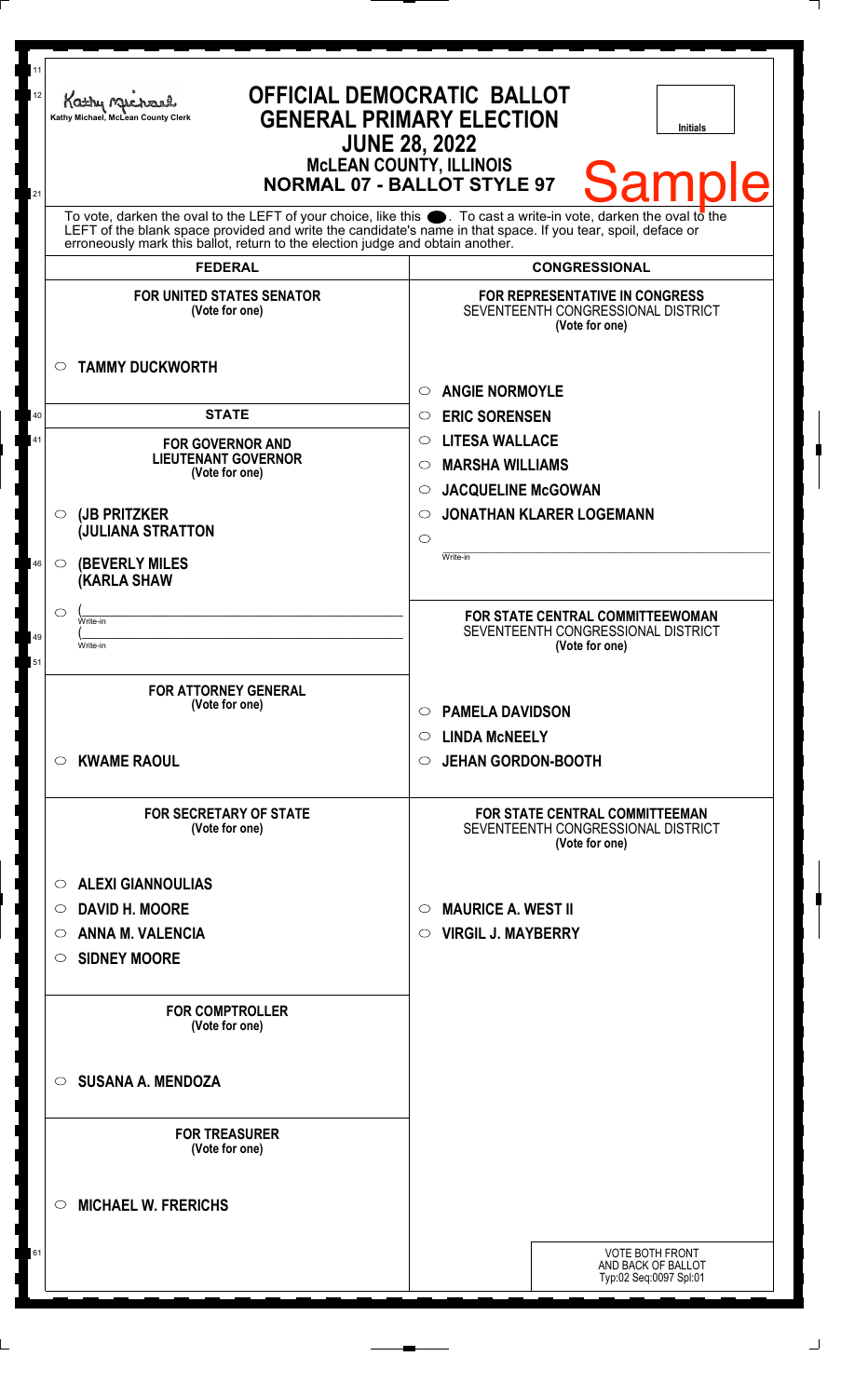Kathy Michael, McLean County Clerk

# OFFICIAL DEMOCRATIC BALLOT
# GENERAL PRIMARY ELECTION
## JUNE 28, 2022
### McLEAN COUNTY, ILLINOIS
### NORMAL 07 - BALLOT STYLE 97

Initials

Sample

To vote, darken the oval to the LEFT of your choice, like this ⬬. To cast a write-in vote, darken the oval to the LEFT of the blank space provided and write the candidate's name in that space. If you tear, spoil, deface or erroneously mark this ballot, return to the election judge and obtain another.

## FEDERAL

**FOR UNITED STATES SENATOR**
(Vote for one)

- ○ **TAMMY DUCKWORTH**

## STATE

**FOR GOVERNOR AND LIEUTENANT GOVERNOR**
(Vote for one)

- ○ **(JB PRITZKER (JULIANA STRATTON**
- ○ **(BEVERLY MILES (KARLA SHAW**
- ○ (\_\_\_\_\_\_\_\_\_\_ Write-in (\_\_\_\_\_\_\_\_\_\_ Write-in

**FOR ATTORNEY GENERAL**
(Vote for one)

- ○ **KWAME RAOUL**

**FOR SECRETARY OF STATE**
(Vote for one)

- ○ **ALEXI GIANNOULIAS**
- ○ **DAVID H. MOORE**
- ○ **ANNA M. VALENCIA**
- ○ **SIDNEY MOORE**

**FOR COMPTROLLER**
(Vote for one)

- ○ **SUSANA A. MENDOZA**

**FOR TREASURER**
(Vote for one)

- ○ **MICHAEL W. FRERICHS**

## CONGRESSIONAL

**FOR REPRESENTATIVE IN CONGRESS**
SEVENTEENTH CONGRESSIONAL DISTRICT
(Vote for one)

- ○ **ANGIE NORMOYLE**
- ○ **ERIC SORENSEN**
- ○ **LITESA WALLACE**
- ○ **MARSHA WILLIAMS**
- ○ **JACQUELINE McGOWAN**
- ○ **JONATHAN KLARER LOGEMANN**
- ○ \_\_\_\_\_\_\_\_\_\_ Write-in

**FOR STATE CENTRAL COMMITTEEWOMAN**
SEVENTEENTH CONGRESSIONAL DISTRICT
(Vote for one)

- ○ **PAMELA DAVIDSON**
- ○ **LINDA McNEELY**
- ○ **JEHAN GORDON-BOOTH**

**FOR STATE CENTRAL COMMITTEEMAN**
SEVENTEENTH CONGRESSIONAL DISTRICT
(Vote for one)

- ○ **MAURICE A. WEST II**
- ○ **VIRGIL J. MAYBERRY**

VOTE BOTH FRONT AND BACK OF BALLOT
Typ:02 Seq:0097 Spl:01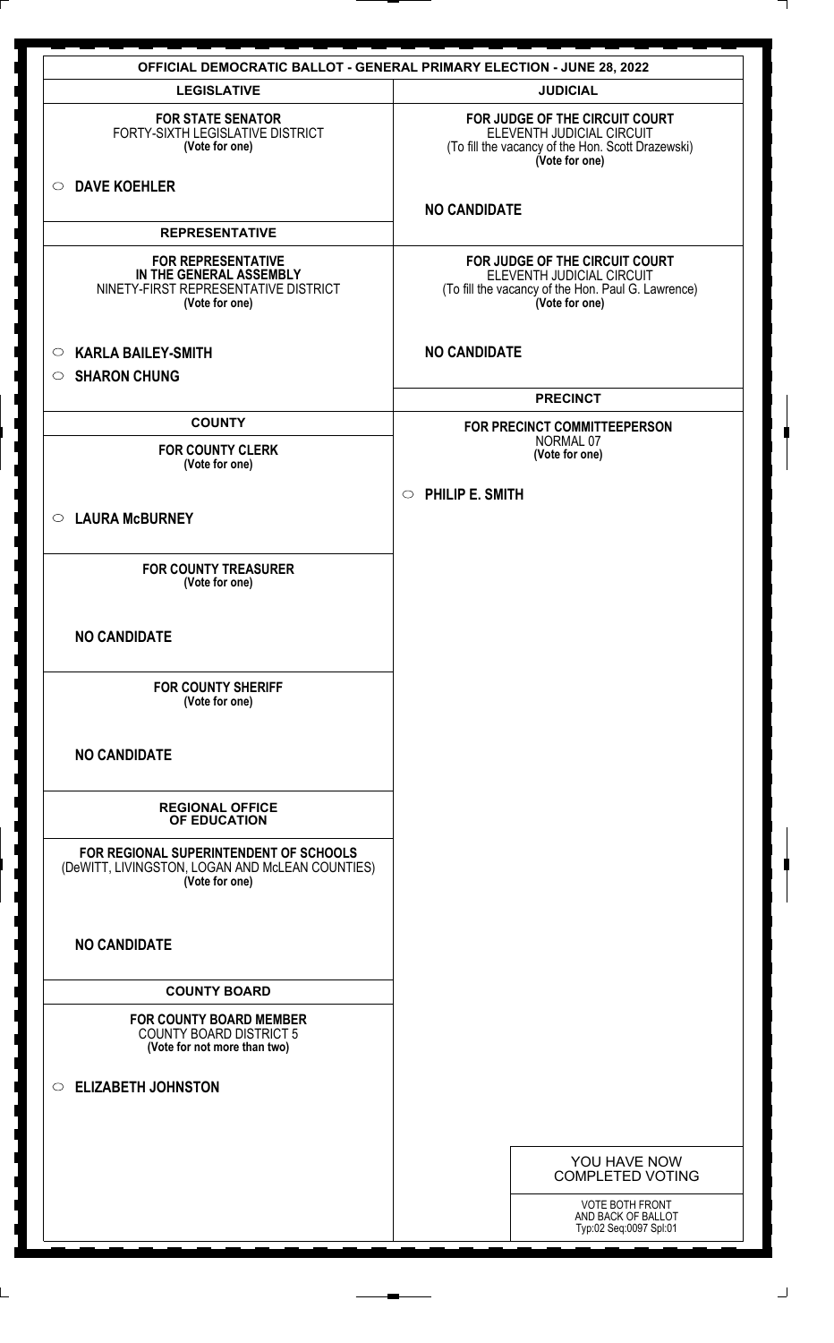# OFFICIAL DEMOCRATIC BALLOT - GENERAL PRIMARY ELECTION - JUNE 28, 2022

## LEGISLATIVE

**FOR STATE SENATOR**
FORTY-SIXTH LEGISLATIVE DISTRICT
**(Vote for one)**

○ **DAVE KOEHLER**

## REPRESENTATIVE

**FOR REPRESENTATIVE IN THE GENERAL ASSEMBLY**
NINETY-FIRST REPRESENTATIVE DISTRICT
**(Vote for one)**

○ **KARLA BAILEY-SMITH**
○ **SHARON CHUNG**

## COUNTY

**FOR COUNTY CLERK**
**(Vote for one)**

○ **LAURA McBURNEY**

**FOR COUNTY TREASURER**
**(Vote for one)**

**NO CANDIDATE**

**FOR COUNTY SHERIFF**
**(Vote for one)**

**NO CANDIDATE**

## REGIONAL OFFICE OF EDUCATION

**FOR REGIONAL SUPERINTENDENT OF SCHOOLS**
(DeWITT, LIVINGSTON, LOGAN AND McLEAN COUNTIES)
**(Vote for one)**

**NO CANDIDATE**

## COUNTY BOARD

**FOR COUNTY BOARD MEMBER**
COUNTY BOARD DISTRICT 5
**(Vote for not more than two)**

○ **ELIZABETH JOHNSTON**

## JUDICIAL

**FOR JUDGE OF THE CIRCUIT COURT**
ELEVENTH JUDICIAL CIRCUIT
(To fill the vacancy of the Hon. Scott Drazewski)
**(Vote for one)**

**NO CANDIDATE**

**FOR JUDGE OF THE CIRCUIT COURT**
ELEVENTH JUDICIAL CIRCUIT
(To fill the vacancy of the Hon. Paul G. Lawrence)
**(Vote for one)**

**NO CANDIDATE**

## PRECINCT

**FOR PRECINCT COMMITTEEPERSON**
NORMAL 07
**(Vote for one)**

○ **PHILIP E. SMITH**

YOU HAVE NOW COMPLETED VOTING

VOTE BOTH FRONT AND BACK OF BALLOT
Typ:02 Seq:0097 Spl:01